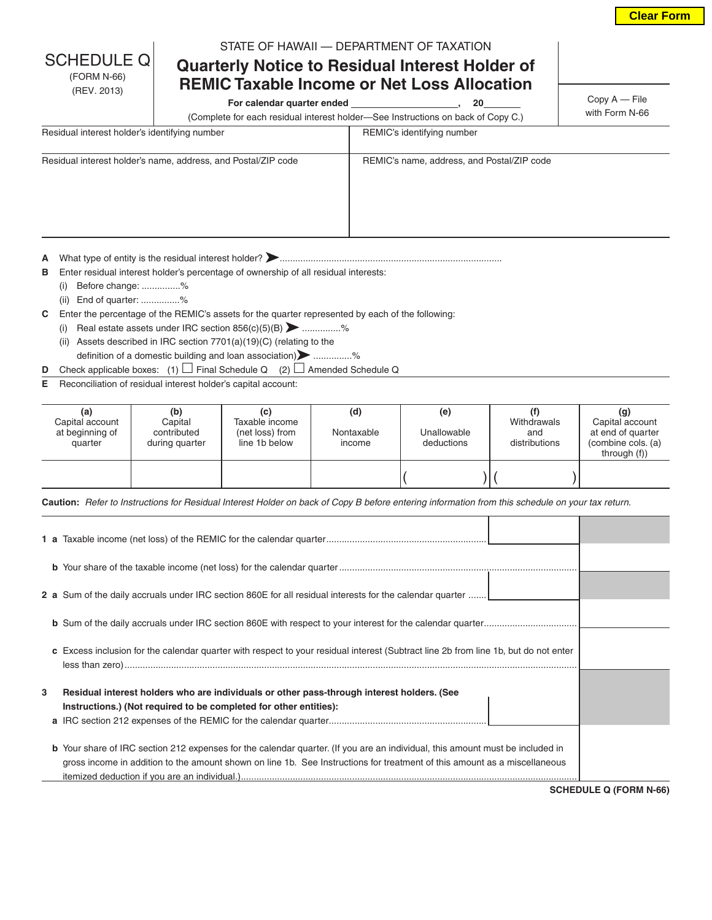Clear Form

SCHEDULE Q
(FORM N-66)
(REV. 2013)

STATE OF HAWAII — DEPARTMENT OF TAXATION

# Quarterly Notice to Residual Interest Holder of REMIC Taxable Income or Net Loss Allocation

**For calendar quarter ended ____________________, 20_______**

(Complete for each residual interest holder—See Instructions on back of Copy C.)

Copy A — File with Form N-66

| Residual interest holder's identifying number | REMIC's identifying number |
|---|---|
| Residual interest holder's name, address, and Postal/ZIP code | REMIC's name, address, and Postal/ZIP code |

**A** What type of entity is the residual interest holder? ➤......................................................................................

**B** Enter residual interest holder's percentage of ownership of all residual interests:

(i) Before change: ...............%

(ii) End of quarter: ...............%

**C** Enter the percentage of the REMIC's assets for the quarter represented by each of the following:

(i) Real estate assets under IRC section 856(c)(5)(B) ➤ ...............%

(ii) Assets described in IRC section 7701(a)(19)(C) (relating to the definition of a domestic building and loan association)➤ ...............%

**D** Check applicable boxes: (1) ☐ Final Schedule Q (2) ☐ Amended Schedule Q

**E** Reconciliation of residual interest holder's capital account:

| (a) Capital account at beginning of quarter | (b) Capital contributed during quarter | (c) Taxable income (net loss) from line 1b below | (d) Nontaxable income | (e) Unallowable deductions | (f) Withdrawals and distributions | (g) Capital account at end of quarter (combine cols. (a) through (f)) |
|---|---|---|---|---|---|---|
| | | | | ( ) | ( ) | |

**Caution:** *Refer to Instructions for Residual Interest Holder on back of Copy B before entering information from this schedule on your tax return.*

**1 a** Taxable income (net loss) of the REMIC for the calendar quarter...............................................................

**b** Your share of the taxable income (net loss) for the calendar quarter...........................................................................................

**2 a** Sum of the daily accruals under IRC section 860E for all residual interests for the calendar quarter .......

**b** Sum of the daily accruals under IRC section 860E with respect to your interest for the calendar quarter...................................

**c** Excess inclusion for the calendar quarter with respect to your residual interest (Subtract line 2b from line 1b, but do not enter less than zero)..........................................................................................................................................................

**3** **Residual interest holders who are individuals or other pass-through interest holders. (See Instructions.) (Not required to be completed for other entities):**

**a** IRC section 212 expenses of the REMIC for the calendar quarter.............................................................

**b** Your share of IRC section 212 expenses for the calendar quarter. (If you are an individual, this amount must be included in gross income in addition to the amount shown on line 1b. See Instructions for treatment of this amount as a miscellaneous itemized deduction if you are an individual.).................................................................................................................................

SCHEDULE Q (FORM N-66)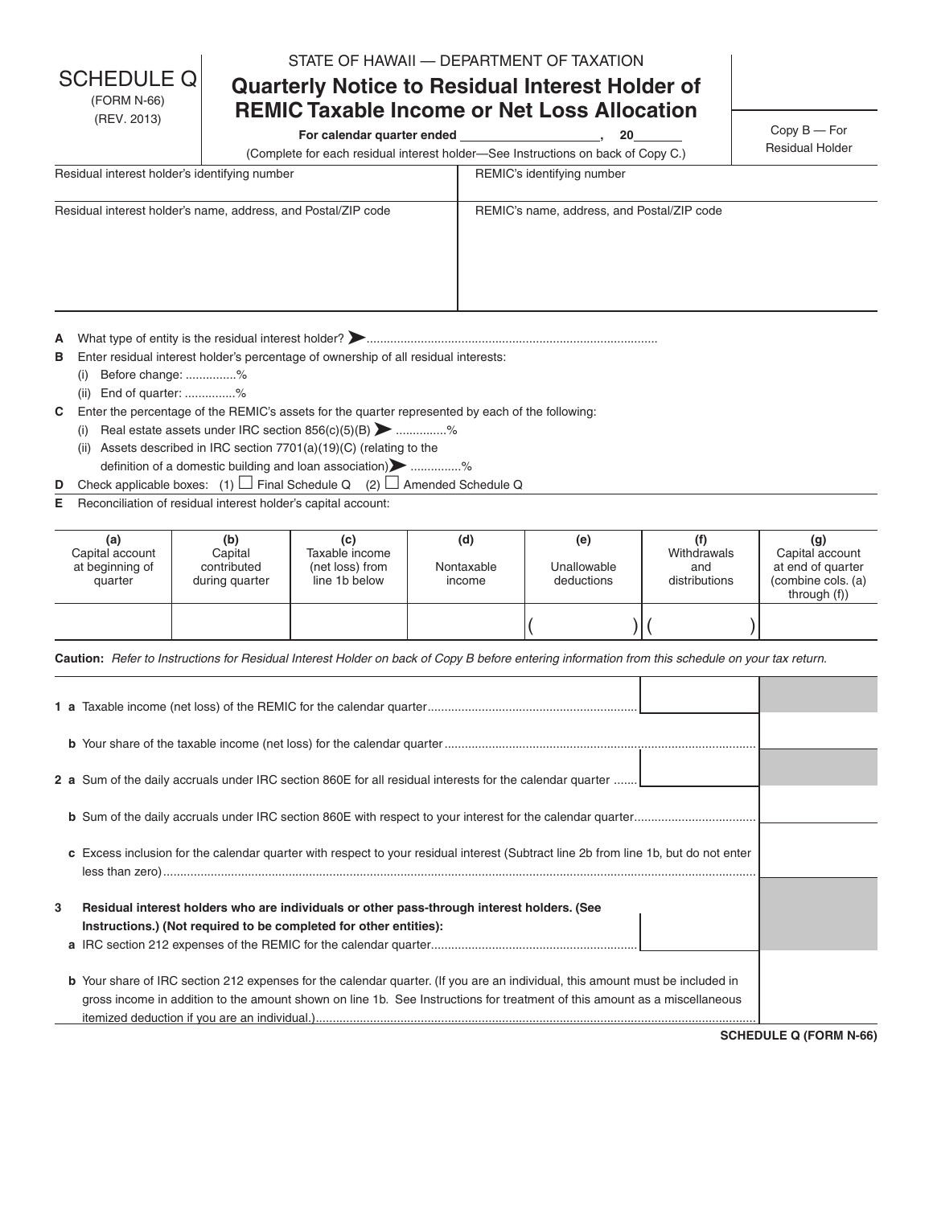SCHEDULE Q
(FORM N-66)
(REV. 2013)

STATE OF HAWAII — DEPARTMENT OF TAXATION

# Quarterly Notice to Residual Interest Holder of REMIC Taxable Income or Net Loss Allocation

**For calendar quarter ended ____________________, 20______**

(Complete for each residual interest holder—See Instructions on back of Copy C.)

Copy B — For Residual Holder

| Residual interest holder's identifying number | REMIC's identifying number |
|---|---|
| Residual interest holder's name, address, and Postal/ZIP code | REMIC's name, address, and Postal/ZIP code |

**A** What type of entity is the residual interest holder? ➤.....................................................................................

**B** Enter residual interest holder's percentage of ownership of all residual interests:

(i) Before change: ..............%

(ii) End of quarter: ..............%

**C** Enter the percentage of the REMIC's assets for the quarter represented by each of the following:

(i) Real estate assets under IRC section 856(c)(5)(B) ➤ ..............%

(ii) Assets described in IRC section 7701(a)(19)(C) (relating to the definition of a domestic building and loan association)➤ ..............%

**D** Check applicable boxes: (1) ☐ Final Schedule Q (2) ☐ Amended Schedule Q

**E** Reconciliation of residual interest holder's capital account:

| (a) Capital account at beginning of quarter | (b) Capital contributed during quarter | (c) Taxable income (net loss) from line 1b below | (d) Nontaxable income | (e) Unallowable deductions | (f) Withdrawals and distributions | (g) Capital account at end of quarter (combine cols. (a) through (f)) |
|---|---|---|---|---|---|---|
| | | | | ( ) | ( ) | |

**Caution:** *Refer to Instructions for Residual Interest Holder on back of Copy B before entering information from this schedule on your tax return.*

**1 a** Taxable income (net loss) of the REMIC for the calendar quarter..............................................................

**b** Your share of the taxable income (net loss) for the calendar quarter...........................................................................................

**2 a** Sum of the daily accruals under IRC section 860E for all residual interests for the calendar quarter .......

**b** Sum of the daily accruals under IRC section 860E with respect to your interest for the calendar quarter...................................

**c** Excess inclusion for the calendar quarter with respect to your residual interest (Subtract line 2b from line 1b, but do not enter less than zero)...........................................................................................................................................................

**3 Residual interest holders who are individuals or other pass-through interest holders. (See Instructions.) (Not required to be completed for other entities):**

**a** IRC section 212 expenses of the REMIC for the calendar quarter.............................................................

**b** Your share of IRC section 212 expenses for the calendar quarter. (If you are an individual, this amount must be included in gross income in addition to the amount shown on line 1b. See Instructions for treatment of this amount as a miscellaneous itemized deduction if you are an individual.)..................................................................................................................................

**SCHEDULE Q (FORM N-66)**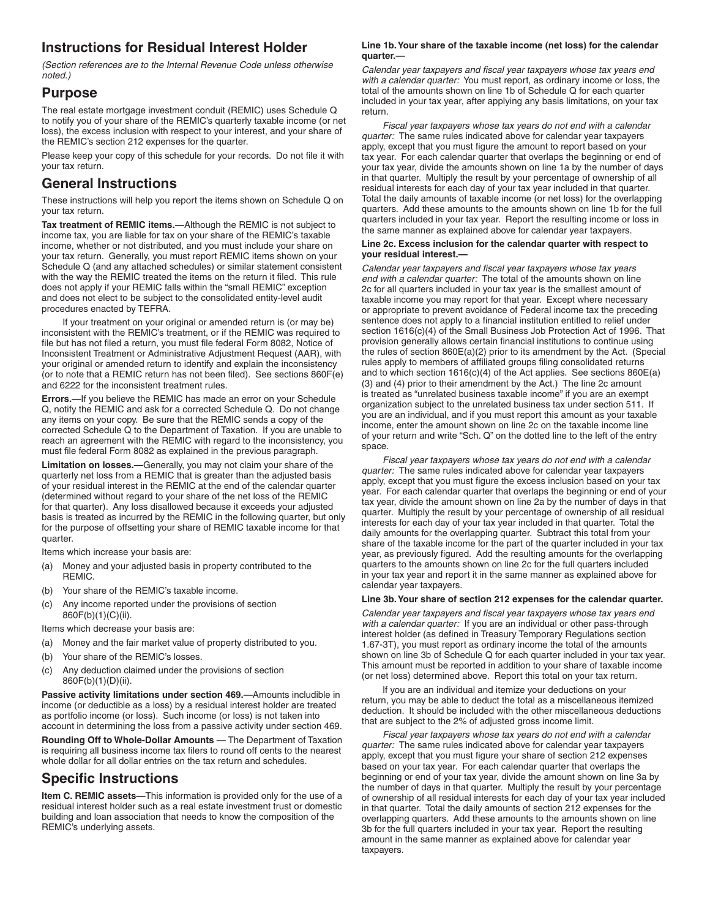## Instructions for Residual Interest Holder

*(Section references are to the Internal Revenue Code unless otherwise noted.)*

## Purpose

The real estate mortgage investment conduit (REMIC) uses Schedule Q to notify you of your share of the REMIC's quarterly taxable income (or net loss), the excess inclusion with respect to your interest, and your share of the REMIC's section 212 expenses for the quarter.

Please keep your copy of this schedule for your records. Do not file it with your tax return.

## General Instructions

These instructions will help you report the items shown on Schedule Q on your tax return.

**Tax treatment of REMIC items.—**Although the REMIC is not subject to income tax, you are liable for tax on your share of the REMIC's taxable income, whether or not distributed, and you must include your share on your tax return. Generally, you must report REMIC items shown on your Schedule Q (and any attached schedules) or similar statement consistent with the way the REMIC treated the items on the return it filed. This rule does not apply if your REMIC falls within the "small REMIC" exception and does not elect to be subject to the consolidated entity-level audit procedures enacted by TEFRA.

If your treatment on your original or amended return is (or may be) inconsistent with the REMIC's treatment, or if the REMIC was required to file but has not filed a return, you must file federal Form 8082, Notice of Inconsistent Treatment or Administrative Adjustment Request (AAR), with your original or amended return to identify and explain the inconsistency (or to note that a REMIC return has not been filed). See sections 860F(e) and 6222 for the inconsistent treatment rules.

**Errors.—**If you believe the REMIC has made an error on your Schedule Q, notify the REMIC and ask for a corrected Schedule Q. Do not change any items on your copy. Be sure that the REMIC sends a copy of the corrected Schedule Q to the Department of Taxation. If you are unable to reach an agreement with the REMIC with regard to the inconsistency, you must file federal Form 8082 as explained in the previous paragraph.

**Limitation on losses.—**Generally, you may not claim your share of the quarterly net loss from a REMIC that is greater than the adjusted basis of your residual interest in the REMIC at the end of the calendar quarter (determined without regard to your share of the net loss of the REMIC for that quarter). Any loss disallowed because it exceeds your adjusted basis is treated as incurred by the REMIC in the following quarter, but only for the purpose of offsetting your share of REMIC taxable income for that quarter.

Items which increase your basis are:

(a) Money and your adjusted basis in property contributed to the REMIC.

(b) Your share of the REMIC's taxable income.

(c) Any income reported under the provisions of section 860F(b)(1)(C)(ii).

Items which decrease your basis are:

(a) Money and the fair market value of property distributed to you.

(b) Your share of the REMIC's losses.

(c) Any deduction claimed under the provisions of section 860F(b)(1)(D)(ii).

**Passive activity limitations under section 469.—**Amounts includible in income (or deductible as a loss) by a residual interest holder are treated as portfolio income (or loss). Such income (or loss) is not taken into account in determining the loss from a passive activity under section 469.

**Rounding Off to Whole-Dollar Amounts** — The Department of Taxation is requiring all business income tax filers to round off cents to the nearest whole dollar for all dollar entries on the tax return and schedules.

## Specific Instructions

**Item C. REMIC assets—**This information is provided only for the use of a residual interest holder such as a real estate investment trust or domestic building and loan association that needs to know the composition of the REMIC's underlying assets.

**Line 1b. Your share of the taxable income (net loss) for the calendar quarter.—**

*Calendar year taxpayers and fiscal year taxpayers whose tax years end with a calendar quarter:* You must report, as ordinary income or loss, the total of the amounts shown on line 1b of Schedule Q for each quarter included in your tax year, after applying any basis limitations, on your tax return.

*Fiscal year taxpayers whose tax years do not end with a calendar quarter:* The same rules indicated above for calendar year taxpayers apply, except that you must figure the amount to report based on your tax year. For each calendar quarter that overlaps the beginning or end of your tax year, divide the amounts shown on line 1a by the number of days in that quarter. Multiply the result by your percentage of ownership of all residual interests for each day of your tax year included in that quarter. Total the daily amounts of taxable income (or net loss) for the overlapping quarters. Add these amounts to the amounts shown on line 1b for the full quarters included in your tax year. Report the resulting income or loss in the same manner as explained above for calendar year taxpayers.

**Line 2c. Excess inclusion for the calendar quarter with respect to your residual interest.—**

*Calendar year taxpayers and fiscal year taxpayers whose tax years end with a calendar quarter:* The total of the amounts shown on line 2c for all quarters included in your tax year is the smallest amount of taxable income you may report for that year. Except where necessary or appropriate to prevent avoidance of Federal income tax the preceding sentence does not apply to a financial institution entitled to relief under section 1616(c)(4) of the Small Business Job Protection Act of 1996. That provision generally allows certain financial institutions to continue using the rules of section 860E(a)(2) prior to its amendment by the Act. (Special rules apply to members of affiliated groups filing consolidated returns and to which section 1616(c)(4) of the Act applies. See sections 860E(a)(3) and (4) prior to their amendment by the Act.) The line 2c amount is treated as "unrelated business taxable income" if you are an exempt organization subject to the unrelated business tax under section 511. If you are an individual, and if you must report this amount as your taxable income, enter the amount shown on line 2c on the taxable income line of your return and write "Sch. Q" on the dotted line to the left of the entry space.

*Fiscal year taxpayers whose tax years do not end with a calendar quarter:* The same rules indicated above for calendar year taxpayers apply, except that you must figure the excess inclusion based on your tax year. For each calendar quarter that overlaps the beginning or end of your tax year, divide the amount shown on line 2a by the number of days in that quarter. Multiply the result by your percentage of ownership of all residual interests for each day of your tax year included in that quarter. Total the daily amounts for the overlapping quarter. Subtract this total from your share of the taxable income for the part of the quarter included in your tax year, as previously figured. Add the resulting amounts for the overlapping quarters to the amounts shown on line 2c for the full quarters included in your tax year and report it in the same manner as explained above for calendar year taxpayers.

**Line 3b. Your share of section 212 expenses for the calendar quarter.**

*Calendar year taxpayers and fiscal year taxpayers whose tax years end with a calendar quarter:* If you are an individual or other pass-through interest holder (as defined in Treasury Temporary Regulations section 1.67-3T), you must report as ordinary income the total of the amounts shown on line 3b of Schedule Q for each quarter included in your tax year. This amount must be reported in addition to your share of taxable income (or net loss) determined above. Report this total on your tax return.

If you are an individual and itemize your deductions on your return, you may be able to deduct the total as a miscellaneous itemized deduction. It should be included with the other miscellaneous deductions that are subject to the 2% of adjusted gross income limit.

*Fiscal year taxpayers whose tax years do not end with a calendar quarter:* The same rules indicated above for calendar year taxpayers apply, except that you must figure your share of section 212 expenses based on your tax year. For each calendar quarter that overlaps the beginning or end of your tax year, divide the amount shown on line 3a by the number of days in that quarter. Multiply the result by your percentage of ownership of all residual interests for each day of your tax year included in that quarter. Total the daily amounts of section 212 expenses for the overlapping quarters. Add these amounts to the amounts shown on line 3b for the full quarters included in your tax year. Report the resulting amount in the same manner as explained above for calendar year taxpayers.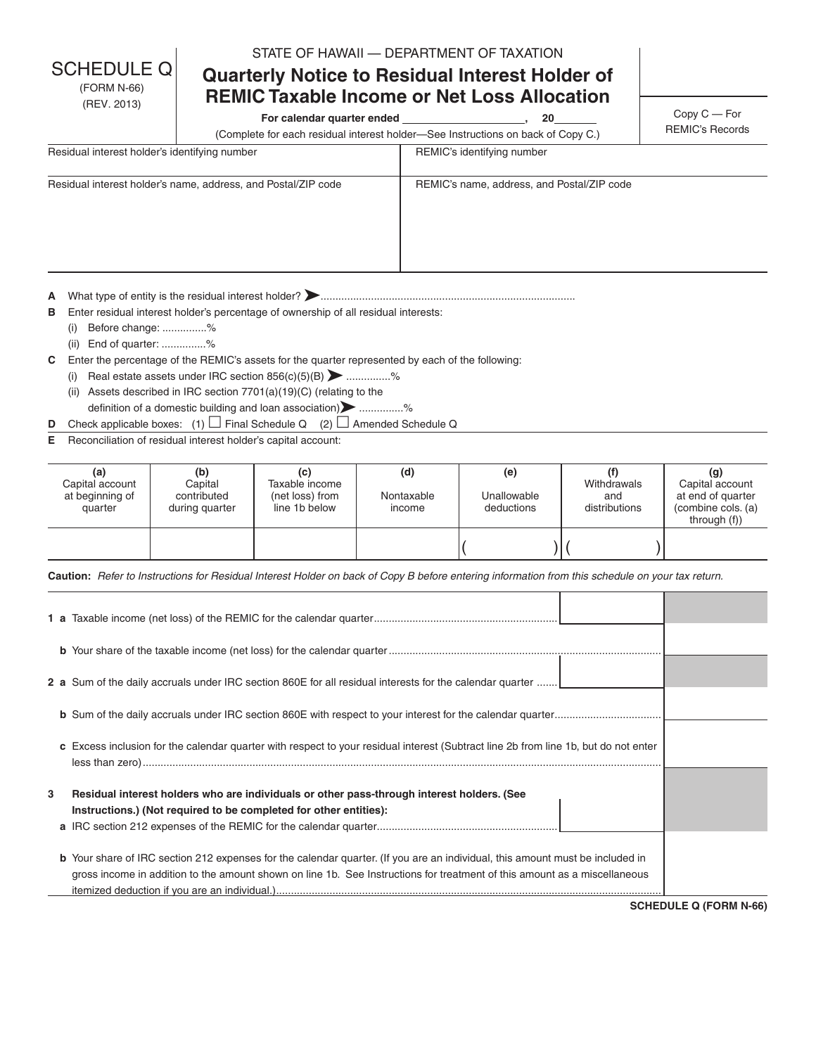SCHEDULE Q
(FORM N-66)
(REV. 2013)

STATE OF HAWAII — DEPARTMENT OF TAXATION

# Quarterly Notice to Residual Interest Holder of REMIC Taxable Income or Net Loss Allocation

**For calendar quarter ended ____________________, 20______**

(Complete for each residual interest holder—See Instructions on back of Copy C.)

Copy C — For REMIC's Records

| Residual interest holder's identifying number | REMIC's identifying number |
|---|---|
| Residual interest holder's name, address, and Postal/ZIP code | REMIC's name, address, and Postal/ZIP code |

**A** What type of entity is the residual interest holder? ➤......................................................................................

**B** Enter residual interest holder's percentage of ownership of all residual interests:

(i) Before change: ..............%

(ii) End of quarter: ..............%

**C** Enter the percentage of the REMIC's assets for the quarter represented by each of the following:

(i) Real estate assets under IRC section 856(c)(5)(B) ➤ ..............%

(ii) Assets described in IRC section 7701(a)(19)(C) (relating to the definition of a domestic building and loan association)➤ ..............%

**D** Check applicable boxes: (1) ☐ Final Schedule Q (2) ☐ Amended Schedule Q

**E** Reconciliation of residual interest holder's capital account:

| (a) Capital account at beginning of quarter | (b) Capital contributed during quarter | (c) Taxable income (net loss) from line 1b below | (d) Nontaxable income | (e) Unallowable deductions | (f) Withdrawals and distributions | (g) Capital account at end of quarter (combine cols. (a) through (f)) |
|---|---|---|---|---|---|---|
| | | | | ( ) | ( ) | |

**Caution:** *Refer to Instructions for Residual Interest Holder on back of Copy B before entering information from this schedule on your tax return.*

**1 a** Taxable income (net loss) of the REMIC for the calendar quarter..............................................................

**b** Your share of the taxable income (net loss) for the calendar quarter...........................................................................................

**2 a** Sum of the daily accruals under IRC section 860E for all residual interests for the calendar quarter .......

**b** Sum of the daily accruals under IRC section 860E with respect to your interest for the calendar quarter...................................

**c** Excess inclusion for the calendar quarter with respect to your residual interest (Subtract line 2b from line 1b, but do not enter less than zero)..............................................................................................................................................................

**3 Residual interest holders who are individuals or other pass-through interest holders. (See Instructions.) (Not required to be completed for other entities):**

**a** IRC section 212 expenses of the REMIC for the calendar quarter.............................................................

**b** Your share of IRC section 212 expenses for the calendar quarter. (If you are an individual, this amount must be included in gross income in addition to the amount shown on line 1b. See Instructions for treatment of this amount as a miscellaneous itemized deduction if you are an individual.).................................................................................................................................

**SCHEDULE Q (FORM N-66)**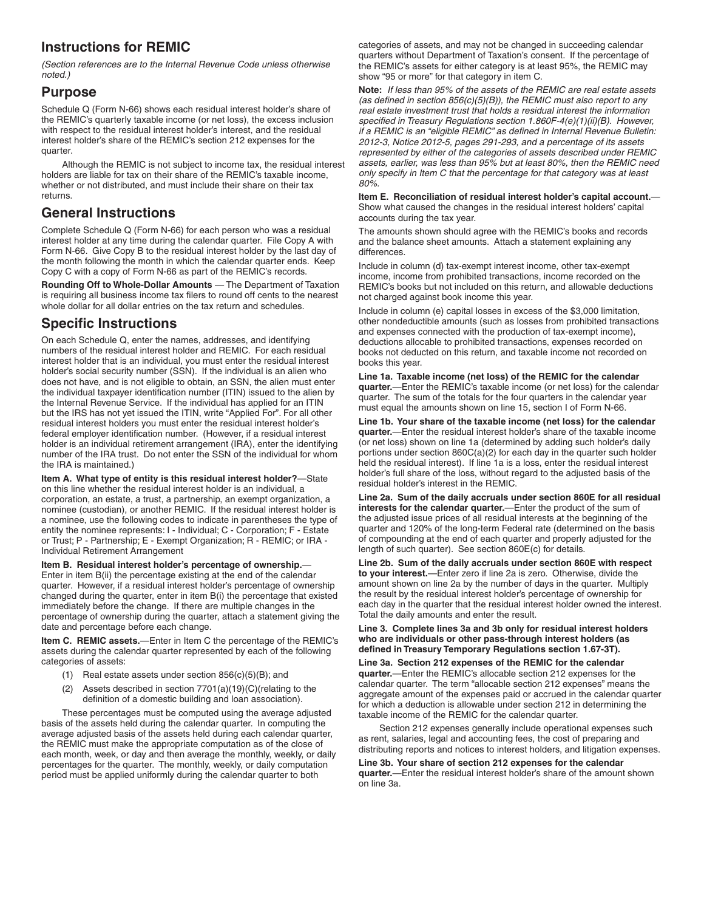## Instructions for REMIC

*(Section references are to the Internal Revenue Code unless otherwise noted.)*

## Purpose

Schedule Q (Form N-66) shows each residual interest holder's share of the REMIC's quarterly taxable income (or net loss), the excess inclusion with respect to the residual interest holder's interest, and the residual interest holder's share of the REMIC's section 212 expenses for the quarter.

Although the REMIC is not subject to income tax, the residual interest holders are liable for tax on their share of the REMIC's taxable income, whether or not distributed, and must include their share on their tax returns.

## General Instructions

Complete Schedule Q (Form N-66) for each person who was a residual interest holder at any time during the calendar quarter. File Copy A with Form N-66. Give Copy B to the residual interest holder by the last day of the month following the month in which the calendar quarter ends. Keep Copy C with a copy of Form N-66 as part of the REMIC's records.

**Rounding Off to Whole-Dollar Amounts** — The Department of Taxation is requiring all business income tax filers to round off cents to the nearest whole dollar for all dollar entries on the tax return and schedules.

## Specific Instructions

On each Schedule Q, enter the names, addresses, and identifying numbers of the residual interest holder and REMIC. For each residual interest holder that is an individual, you must enter the residual interest holder's social security number (SSN). If the individual is an alien who does not have, and is not eligible to obtain, an SSN, the alien must enter the individual taxpayer identification number (ITIN) issued to the alien by the Internal Revenue Service. If the individual has applied for an ITIN but the IRS has not yet issued the ITIN, write "Applied For". For all other residual interest holders you must enter the residual interest holder's federal employer identification number. (However, if a residual interest holder is an individual retirement arrangement (IRA), enter the identifying number of the IRA trust. Do not enter the SSN of the individual for whom the IRA is maintained.)

**Item A. What type of entity is this residual interest holder?**—State on this line whether the residual interest holder is an individual, a corporation, an estate, a trust, a partnership, an exempt organization, a nominee (custodian), or another REMIC. If the residual interest holder is a nominee, use the following codes to indicate in parentheses the type of entity the nominee represents: I - Individual; C - Corporation; F - Estate or Trust; P - Partnership; E - Exempt Organization; R - REMIC; or IRA - Individual Retirement Arrangement

**Item B. Residual interest holder's percentage of ownership.**—Enter in item B(ii) the percentage existing at the end of the calendar quarter. However, if a residual interest holder's percentage of ownership changed during the quarter, enter in item B(i) the percentage that existed immediately before the change. If there are multiple changes in the percentage of ownership during the quarter, attach a statement giving the date and percentage before each change.

**Item C. REMIC assets.**—Enter in Item C the percentage of the REMIC's assets during the calendar quarter represented by each of the following categories of assets:

(1) Real estate assets under section 856(c)(5)(B); and

(2) Assets described in section 7701(a)(19)(C)(relating to the definition of a domestic building and loan association).

These percentages must be computed using the average adjusted basis of the assets held during the calendar quarter. In computing the average adjusted basis of the assets held during each calendar quarter, the REMIC must make the appropriate computation as of the close of each month, week, or day and then average the monthly, weekly, or daily percentages for the quarter. The monthly, weekly, or daily computation period must be applied uniformly during the calendar quarter to both categories of assets, and may not be changed in succeeding calendar quarters without Department of Taxation's consent. If the percentage of the REMIC's assets for either category is at least 95%, the REMIC may show "95 or more" for that category in item C.

**Note:** *If less than 95% of the assets of the REMIC are real estate assets (as defined in section 856(c)(5)(B)), the REMIC must also report to any real estate investment trust that holds a residual interest the information specified in Treasury Regulations section 1.860F-4(e)(1)(ii)(B). However, if a REMIC is an "eligible REMIC" as defined in Internal Revenue Bulletin: 2012-3, Notice 2012-5, pages 291-293, and a percentage of its assets represented by either of the categories of assets described under REMIC assets, earlier, was less than 95% but at least 80%, then the REMIC need only specify in Item C that the percentage for that category was at least 80%.*

**Item E. Reconciliation of residual interest holder's capital account.**—Show what caused the changes in the residual interest holders' capital accounts during the tax year.

The amounts shown should agree with the REMIC's books and records and the balance sheet amounts. Attach a statement explaining any differences.

Include in column (d) tax-exempt interest income, other tax-exempt income, income from prohibited transactions, income recorded on the REMIC's books but not included on this return, and allowable deductions not charged against book income this year.

Include in column (e) capital losses in excess of the $3,000 limitation, other nondeductible amounts (such as losses from prohibited transactions and expenses connected with the production of tax-exempt income), deductions allocable to prohibited transactions, expenses recorded on books not deducted on this return, and taxable income not recorded on books this year.

**Line 1a. Taxable income (net loss) of the REMIC for the calendar quarter.**—Enter the REMIC's taxable income (or net loss) for the calendar quarter. The sum of the totals for the four quarters in the calendar year must equal the amounts shown on line 15, section I of Form N-66.

**Line 1b. Your share of the taxable income (net loss) for the calendar quarter.**—Enter the residual interest holder's share of the taxable income (or net loss) shown on line 1a (determined by adding such holder's daily portions under section 860C(a)(2) for each day in the quarter such holder held the residual interest). If line 1a is a loss, enter the residual interest holder's full share of the loss, without regard to the adjusted basis of the residual holder's interest in the REMIC.

**Line 2a. Sum of the daily accruals under section 860E for all residual interests for the calendar quarter.**—Enter the product of the sum of the adjusted issue prices of all residual interests at the beginning of the quarter and 120% of the long-term Federal rate (determined on the basis of compounding at the end of each quarter and properly adjusted for the length of such quarter). See section 860E(c) for details.

**Line 2b. Sum of the daily accruals under section 860E with respect to your interest.**—Enter zero if line 2a is zero. Otherwise, divide the amount shown on line 2a by the number of days in the quarter. Multiply the result by the residual interest holder's percentage of ownership for each day in the quarter that the residual interest holder owned the interest. Total the daily amounts and enter the result.

**Line 3. Complete lines 3a and 3b only for residual interest holders who are individuals or other pass-through interest holders (as defined in Treasury Temporary Regulations section 1.67-3T).**

**Line 3a. Section 212 expenses of the REMIC for the calendar quarter.**—Enter the REMIC's allocable section 212 expenses for the calendar quarter. The term "allocable section 212 expenses" means the aggregate amount of the expenses paid or accrued in the calendar quarter for which a deduction is allowable under section 212 in determining the taxable income of the REMIC for the calendar quarter.

Section 212 expenses generally include operational expenses such as rent, salaries, legal and accounting fees, the cost of preparing and distributing reports and notices to interest holders, and litigation expenses.

**Line 3b. Your share of section 212 expenses for the calendar quarter.**—Enter the residual interest holder's share of the amount shown on line 3a.